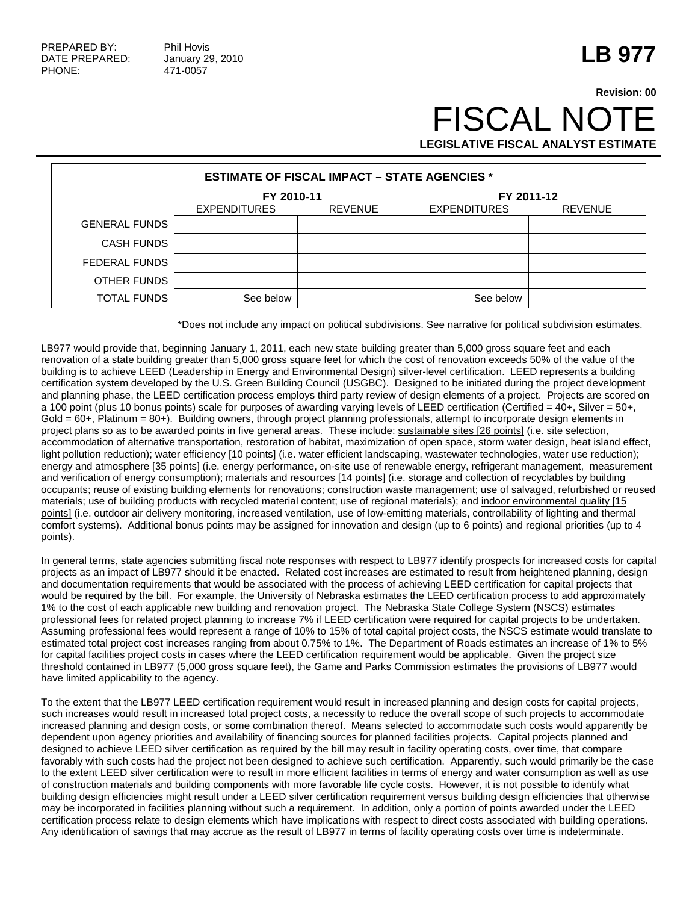PREPARED BY: Phil Hovis
DATE PREPARED: January 29, 2010
PHONE: 471-0057

# LB 977

**Revision: 00**

# FISCAL NOTE

**LEGISLATIVE FISCAL ANALYST ESTIMATE**

**ESTIMATE OF FISCAL IMPACT – STATE AGENCIES \***

| | FY 2010-11 | | FY 2011-12 | |
|---|---|---|---|---|
| | EXPENDITURES | REVENUE | EXPENDITURES | REVENUE |
| GENERAL FUNDS | | | | |
| CASH FUNDS | | | | |
| FEDERAL FUNDS | | | | |
| OTHER FUNDS | | | | |
| TOTAL FUNDS | See below | | See below | |

\*Does not include any impact on political subdivisions. See narrative for political subdivision estimates.

LB977 would provide that, beginning January 1, 2011, each new state building greater than 5,000 gross square feet and each renovation of a state building greater than 5,000 gross square feet for which the cost of renovation exceeds 50% of the value of the building is to achieve LEED (Leadership in Energy and Environmental Design) silver-level certification. LEED represents a building certification system developed by the U.S. Green Building Council (USGBC). Designed to be initiated during the project development and planning phase, the LEED certification process employs third party review of design elements of a project. Projects are scored on a 100 point (plus 10 bonus points) scale for purposes of awarding varying levels of LEED certification (Certified = 40+, Silver = 50+, Gold = 60+, Platinum = 80+). Building owners, through project planning professionals, attempt to incorporate design elements in project plans so as to be awarded points in five general areas. These include: <u>sustainable sites [26 points]</u> (i.e. site selection, accommodation of alternative transportation, restoration of habitat, maximization of open space, storm water design, heat island effect, light pollution reduction); <u>water efficiency [10 points]</u> (i.e. water efficient landscaping, wastewater technologies, water use reduction); <u>energy and atmosphere [35 points]</u> (i.e. energy performance, on-site use of renewable energy, refrigerant management, measurement and verification of energy consumption); <u>materials and resources [14 points]</u> (i.e. storage and collection of recyclables by building occupants; reuse of existing building elements for renovations; construction waste management; use of salvaged, refurbished or reused materials; use of building products with recycled material content; use of regional materials); and <u>indoor environmental quality [15 points]</u> (i.e. outdoor air delivery monitoring, increased ventilation, use of low-emitting materials, controllability of lighting and thermal comfort systems). Additional bonus points may be assigned for innovation and design (up to 6 points) and regional priorities (up to 4 points).

In general terms, state agencies submitting fiscal note responses with respect to LB977 identify prospects for increased costs for capital projects as an impact of LB977 should it be enacted. Related cost increases are estimated to result from heightened planning, design and documentation requirements that would be associated with the process of achieving LEED certification for capital projects that would be required by the bill. For example, the University of Nebraska estimates the LEED certification process to add approximately 1% to the cost of each applicable new building and renovation project. The Nebraska State College System (NSCS) estimates professional fees for related project planning to increase 7% if LEED certification were required for capital projects to be undertaken. Assuming professional fees would represent a range of 10% to 15% of total capital project costs, the NSCS estimate would translate to estimated total project cost increases ranging from about 0.75% to 1%. The Department of Roads estimates an increase of 1% to 5% for capital facilities project costs in cases where the LEED certification requirement would be applicable. Given the project size threshold contained in LB977 (5,000 gross square feet), the Game and Parks Commission estimates the provisions of LB977 would have limited applicability to the agency.

To the extent that the LB977 LEED certification requirement would result in increased planning and design costs for capital projects, such increases would result in increased total project costs, a necessity to reduce the overall scope of such projects to accommodate increased planning and design costs, or some combination thereof. Means selected to accommodate such costs would apparently be dependent upon agency priorities and availability of financing sources for planned facilities projects. Capital projects planned and designed to achieve LEED silver certification as required by the bill may result in facility operating costs, over time, that compare favorably with such costs had the project not been designed to achieve such certification. Apparently, such would primarily be the case to the extent LEED silver certification were to result in more efficient facilities in terms of energy and water consumption as well as use of construction materials and building components with more favorable life cycle costs. However, it is not possible to identify what building design efficiencies might result under a LEED silver certification requirement versus building design efficiencies that otherwise may be incorporated in facilities planning without such a requirement. In addition, only a portion of points awarded under the LEED certification process relate to design elements which have implications with respect to direct costs associated with building operations. Any identification of savings that may accrue as the result of LB977 in terms of facility operating costs over time is indeterminate.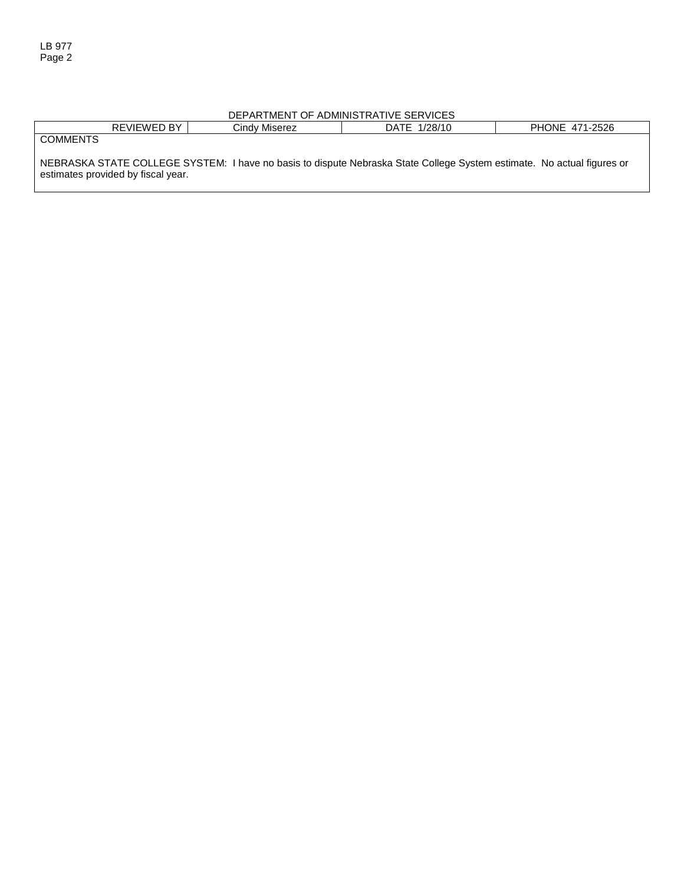DEPARTMENT OF ADMINISTRATIVE SERVICES

| REVIEWED BY | Cindy Miserez | DATE 1/28/10 | PHONE 471-2526 |
| --- | --- | --- | --- |

COMMENTS

NEBRASKA STATE COLLEGE SYSTEM: I have no basis to dispute Nebraska State College System estimate. No actual figures or estimates provided by fiscal year.